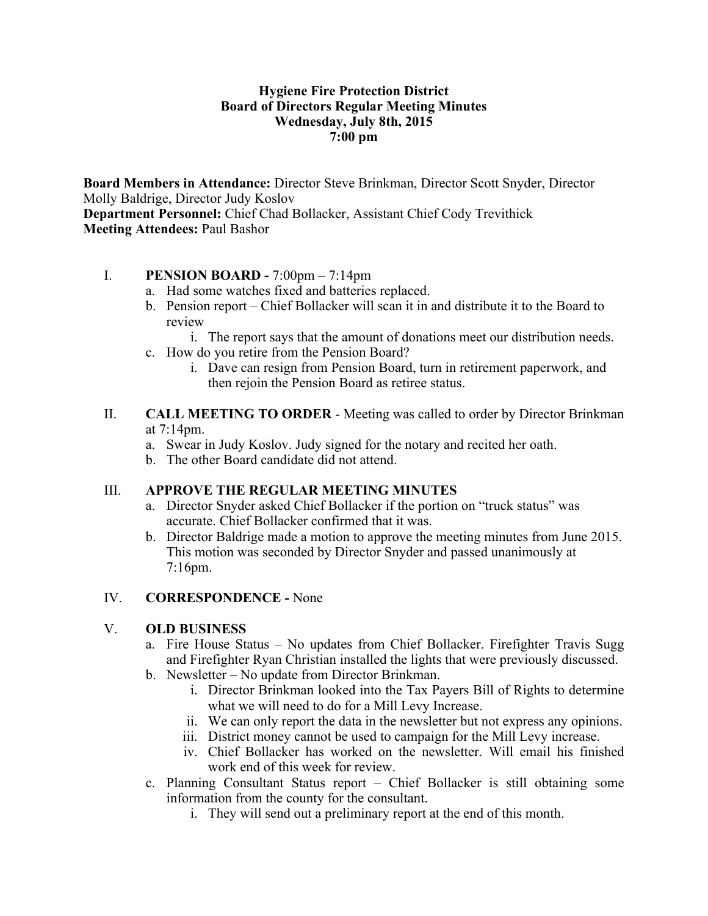# Hygiene Fire Protection District
## Board of Directors Regular Meeting Minutes
### Wednesday, July 8th, 2015
### 7:00 pm

**Board Members in Attendance:** Director Steve Brinkman, Director Scott Snyder, Director Molly Baldrige, Director Judy Koslov
**Department Personnel:** Chief Chad Bollacker, Assistant Chief Cody Trevithick
**Meeting Attendees:** Paul Bashor

I. **PENSION BOARD -** 7:00pm – 7:14pm
   a. Had some watches fixed and batteries replaced.
   b. Pension report – Chief Bollacker will scan it in and distribute it to the Board to review
      i. The report says that the amount of donations meet our distribution needs.
   c. How do you retire from the Pension Board?
      i. Dave can resign from Pension Board, turn in retirement paperwork, and then rejoin the Pension Board as retiree status.

II. **CALL MEETING TO ORDER** - Meeting was called to order by Director Brinkman at 7:14pm.
   a. Swear in Judy Koslov. Judy signed for the notary and recited her oath.
   b. The other Board candidate did not attend.

III. **APPROVE THE REGULAR MEETING MINUTES**
   a. Director Snyder asked Chief Bollacker if the portion on "truck status" was accurate. Chief Bollacker confirmed that it was.
   b. Director Baldrige made a motion to approve the meeting minutes from June 2015. This motion was seconded by Director Snyder and passed unanimously at 7:16pm.

IV. **CORRESPONDENCE -** None

V. **OLD BUSINESS**
   a. Fire House Status – No updates from Chief Bollacker. Firefighter Travis Sugg and Firefighter Ryan Christian installed the lights that were previously discussed.
   b. Newsletter – No update from Director Brinkman.
      i. Director Brinkman looked into the Tax Payers Bill of Rights to determine what we will need to do for a Mill Levy Increase.
      ii. We can only report the data in the newsletter but not express any opinions.
      iii. District money cannot be used to campaign for the Mill Levy increase.
      iv. Chief Bollacker has worked on the newsletter. Will email his finished work end of this week for review.
   c. Planning Consultant Status report – Chief Bollacker is still obtaining some information from the county for the consultant.
      i. They will send out a preliminary report at the end of this month.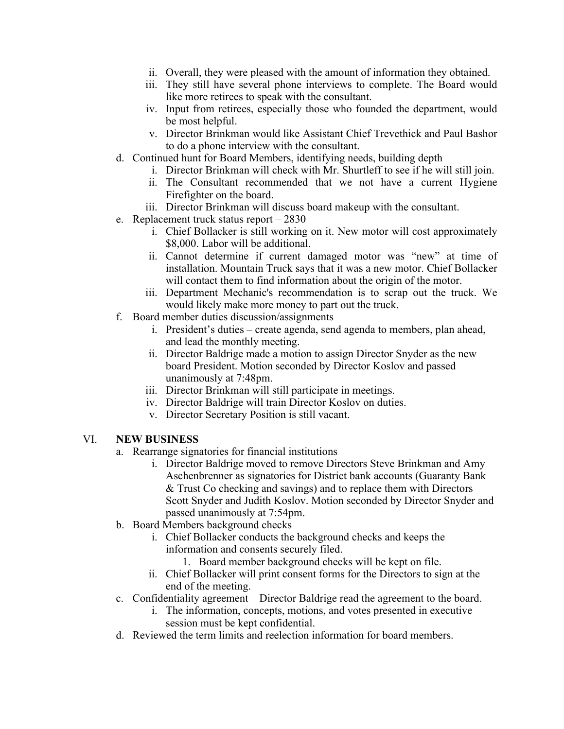ii. Overall, they were pleased with the amount of information they obtained.
   iii. They still have several phone interviews to complete. The Board would like more retirees to speak with the consultant.
   iv. Input from retirees, especially those who founded the department, would be most helpful.
   v. Director Brinkman would like Assistant Chief Trevethick and Paul Bashor to do a phone interview with the consultant.

d. Continued hunt for Board Members, identifying needs, building depth
   i. Director Brinkman will check with Mr. Shurtleff to see if he will still join.
   ii. The Consultant recommended that we not have a current Hygiene Firefighter on the board.
   iii. Director Brinkman will discuss board makeup with the consultant.

e. Replacement truck status report – 2830
   i. Chief Bollacker is still working on it. New motor will cost approximately $8,000. Labor will be additional.
   ii. Cannot determine if current damaged motor was "new" at time of installation. Mountain Truck says that it was a new motor. Chief Bollacker will contact them to find information about the origin of the motor.
   iii. Department Mechanic's recommendation is to scrap out the truck. We would likely make more money to part out the truck.

f. Board member duties discussion/assignments
   i. President's duties – create agenda, send agenda to members, plan ahead, and lead the monthly meeting.
   ii. Director Baldrige made a motion to assign Director Snyder as the new board President. Motion seconded by Director Koslov and passed unanimously at 7:48pm.
   iii. Director Brinkman will still participate in meetings.
   iv. Director Baldrige will train Director Koslov on duties.
   v. Director Secretary Position is still vacant.

## VI. NEW BUSINESS

a. Rearrange signatories for financial institutions
   i. Director Baldrige moved to remove Directors Steve Brinkman and Amy Aschenbrenner as signatories for District bank accounts (Guaranty Bank & Trust Co checking and savings) and to replace them with Directors Scott Snyder and Judith Koslov. Motion seconded by Director Snyder and passed unanimously at 7:54pm.

b. Board Members background checks
   i. Chief Bollacker conducts the background checks and keeps the information and consents securely filed.
      1. Board member background checks will be kept on file.
   ii. Chief Bollacker will print consent forms for the Directors to sign at the end of the meeting.

c. Confidentiality agreement – Director Baldrige read the agreement to the board.
   i. The information, concepts, motions, and votes presented in executive session must be kept confidential.

d. Reviewed the term limits and reelection information for board members.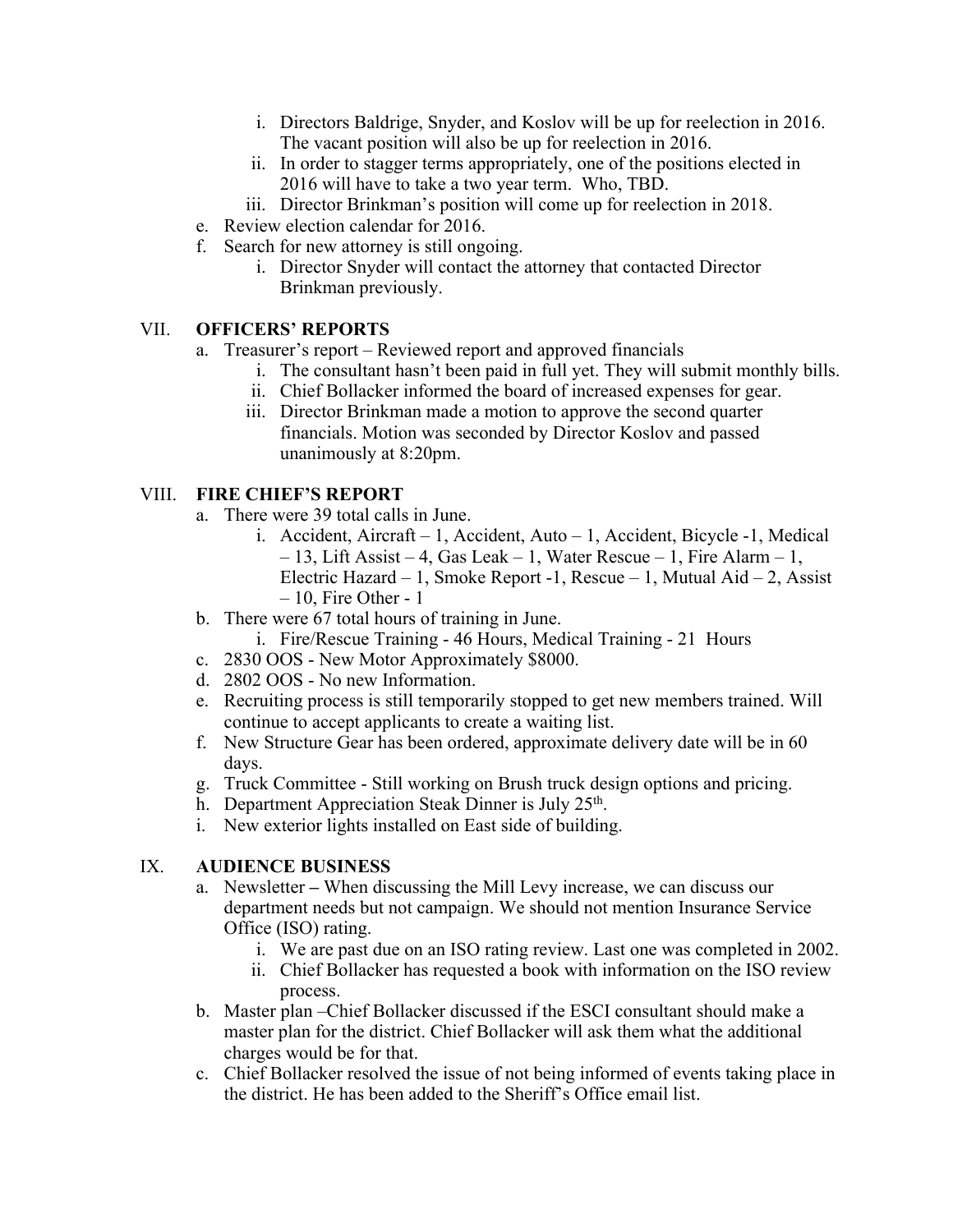i. Directors Baldrige, Snyder, and Koslov will be up for reelection in 2016. The vacant position will also be up for reelection in 2016.
ii. In order to stagger terms appropriately, one of the positions elected in 2016 will have to take a two year term. Who, TBD.
iii. Director Brinkman's position will come up for reelection in 2018.

e. Review election calendar for 2016.
f. Search for new attorney is still ongoing.
   i. Director Snyder will contact the attorney that contacted Director Brinkman previously.

## VII. OFFICERS' REPORTS

a. Treasurer's report – Reviewed report and approved financials
   i. The consultant hasn't been paid in full yet. They will submit monthly bills.
   ii. Chief Bollacker informed the board of increased expenses for gear.
   iii. Director Brinkman made a motion to approve the second quarter financials. Motion was seconded by Director Koslov and passed unanimously at 8:20pm.

## VIII. FIRE CHIEF'S REPORT

a. There were 39 total calls in June.
   i. Accident, Aircraft – 1, Accident, Auto – 1, Accident, Bicycle -1, Medical – 13, Lift Assist – 4, Gas Leak – 1, Water Rescue – 1, Fire Alarm – 1, Electric Hazard – 1, Smoke Report -1, Rescue – 1, Mutual Aid – 2, Assist – 10, Fire Other - 1
b. There were 67 total hours of training in June.
   i. Fire/Rescue Training - 46 Hours, Medical Training - 21 Hours
c. 2830 OOS - New Motor Approximately $8000.
d. 2802 OOS - No new Information.
e. Recruiting process is still temporarily stopped to get new members trained. Will continue to accept applicants to create a waiting list.
f. New Structure Gear has been ordered, approximate delivery date will be in 60 days.
g. Truck Committee - Still working on Brush truck design options and pricing.
h. Department Appreciation Steak Dinner is July 25th.
i. New exterior lights installed on East side of building.

## IX. AUDIENCE BUSINESS

a. Newsletter – When discussing the Mill Levy increase, we can discuss our department needs but not campaign. We should not mention Insurance Service Office (ISO) rating.
   i. We are past due on an ISO rating review. Last one was completed in 2002.
   ii. Chief Bollacker has requested a book with information on the ISO review process.
b. Master plan –Chief Bollacker discussed if the ESCI consultant should make a master plan for the district. Chief Bollacker will ask them what the additional charges would be for that.
c. Chief Bollacker resolved the issue of not being informed of events taking place in the district. He has been added to the Sheriff's Office email list.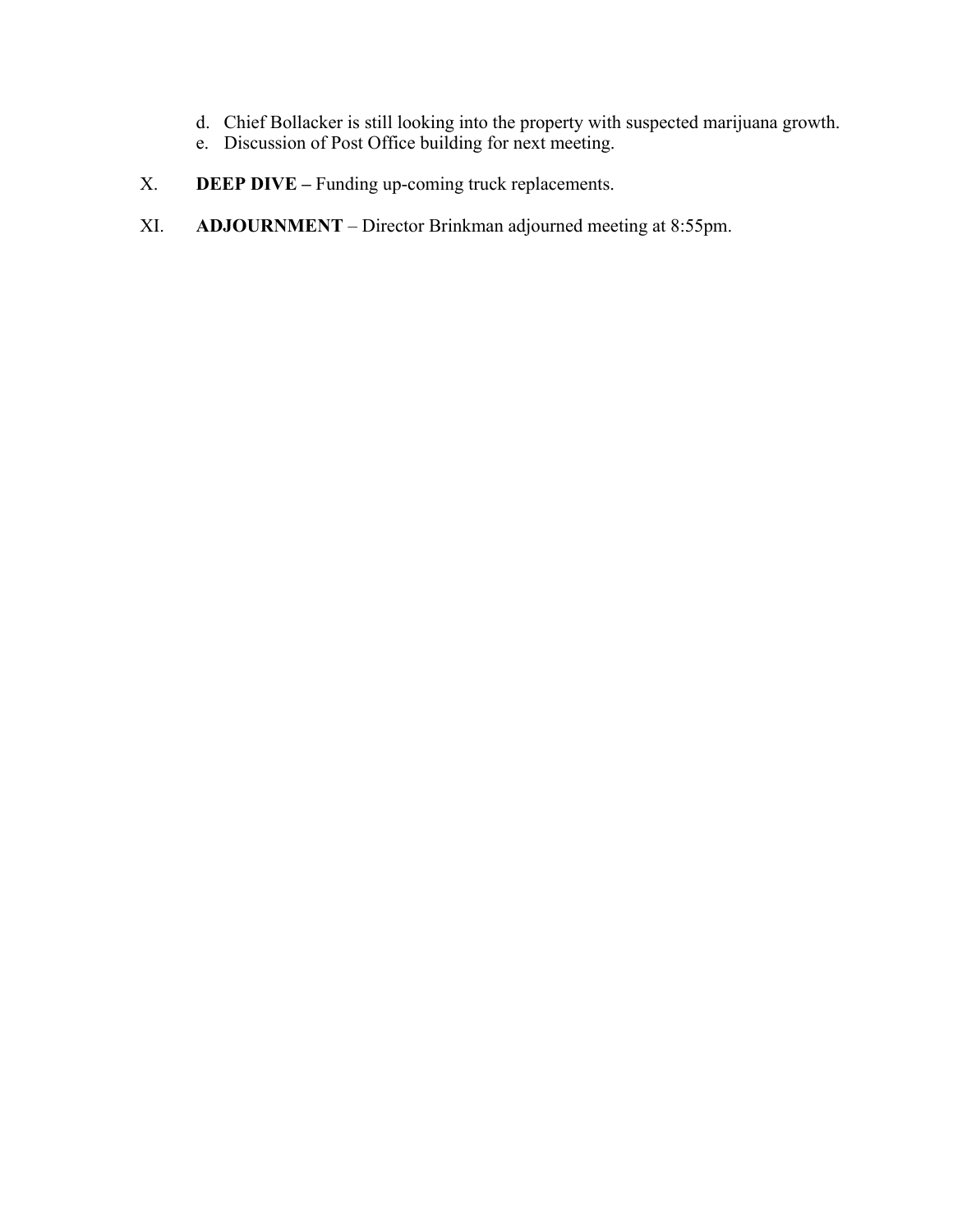d. Chief Bollacker is still looking into the property with suspected marijuana growth.
e. Discussion of Post Office building for next meeting.

X. **DEEP DIVE –** Funding up-coming truck replacements.

XI. **ADJOURNMENT** – Director Brinkman adjourned meeting at 8:55pm.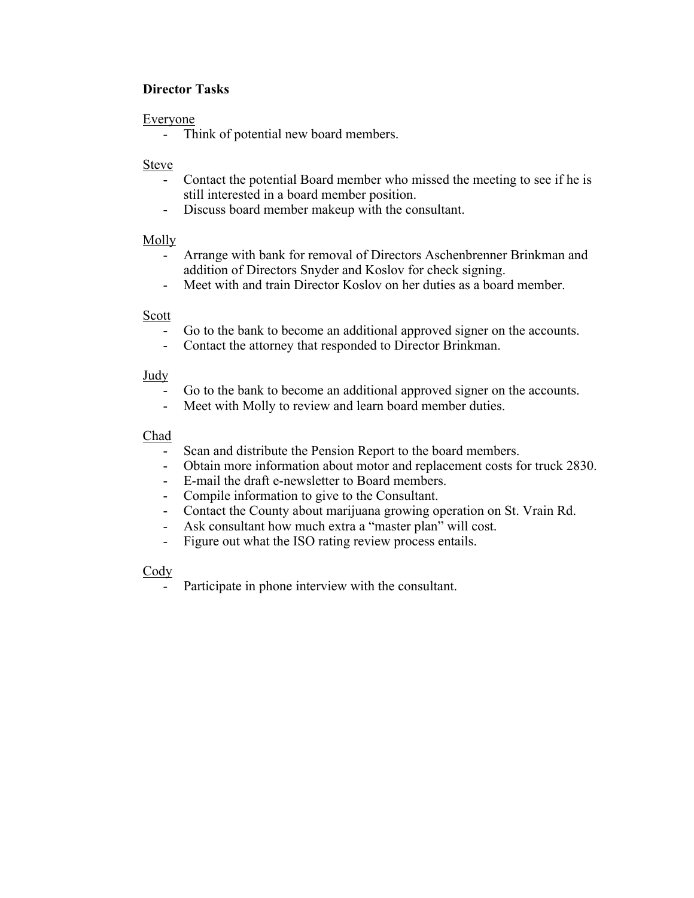**Director Tasks**

Everyone

- Think of potential new board members.

Steve

- Contact the potential Board member who missed the meeting to see if he is still interested in a board member position.
- Discuss board member makeup with the consultant.

Molly

- Arrange with bank for removal of Directors Aschenbrenner Brinkman and addition of Directors Snyder and Koslov for check signing.
- Meet with and train Director Koslov on her duties as a board member.

Scott

- Go to the bank to become an additional approved signer on the accounts.
- Contact the attorney that responded to Director Brinkman.

Judy

- Go to the bank to become an additional approved signer on the accounts.
- Meet with Molly to review and learn board member duties.

Chad

- Scan and distribute the Pension Report to the board members.
- Obtain more information about motor and replacement costs for truck 2830.
- E-mail the draft e-newsletter to Board members.
- Compile information to give to the Consultant.
- Contact the County about marijuana growing operation on St. Vrain Rd.
- Ask consultant how much extra a "master plan" will cost.
- Figure out what the ISO rating review process entails.

Cody

- Participate in phone interview with the consultant.